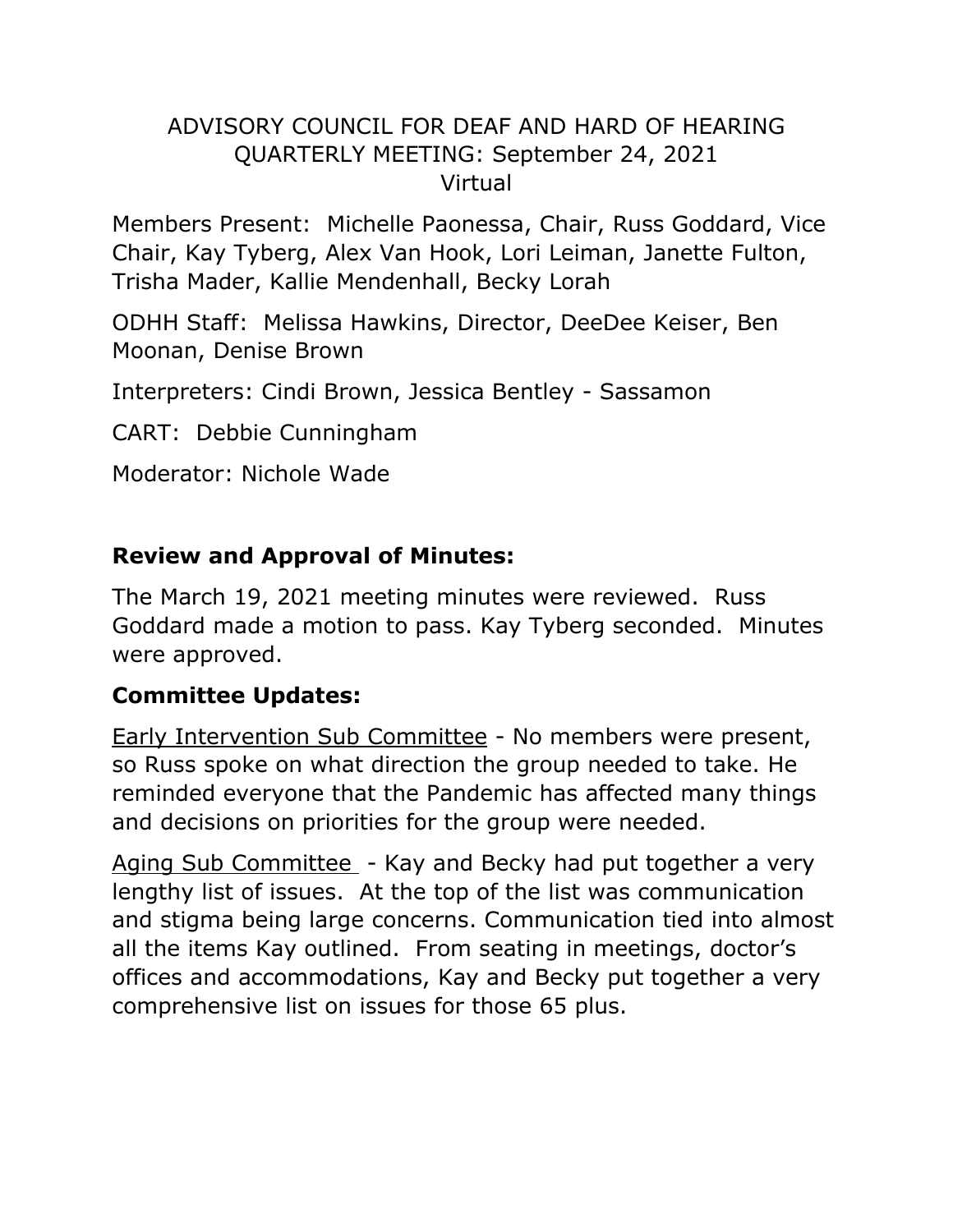# ADVISORY COUNCIL FOR DEAF AND HARD OF HEARING QUARTERLY MEETING: September 24, 2021 Virtual

Members Present: Michelle Paonessa, Chair, Russ Goddard, Vice Chair, Kay Tyberg, Alex Van Hook, Lori Leiman, Janette Fulton, Trisha Mader, Kallie Mendenhall, Becky Lorah

ODHH Staff: Melissa Hawkins, Director, DeeDee Keiser, Ben Moonan, Denise Brown

Interpreters: Cindi Brown, Jessica Bentley - Sassamon

CART: Debbie Cunningham

Moderator: Nichole Wade

## Review and Approval of Minutes:

The March 19, 2021 meeting minutes were reviewed. Russ Goddard made a motion to pass. Kay Tyberg seconded. Minutes were approved.

## Committee Updates:

<u>Early Intervention Sub Committee</u> - No members were present, so Russ spoke on what direction the group needed to take. He reminded everyone that the Pandemic has affected many things and decisions on priorities for the group were needed.

<u>Aging Sub Committee</u> - Kay and Becky had put together a very lengthy list of issues. At the top of the list was communication and stigma being large concerns. Communication tied into almost all the items Kay outlined. From seating in meetings, doctor's offices and accommodations, Kay and Becky put together a very comprehensive list on issues for those 65 plus.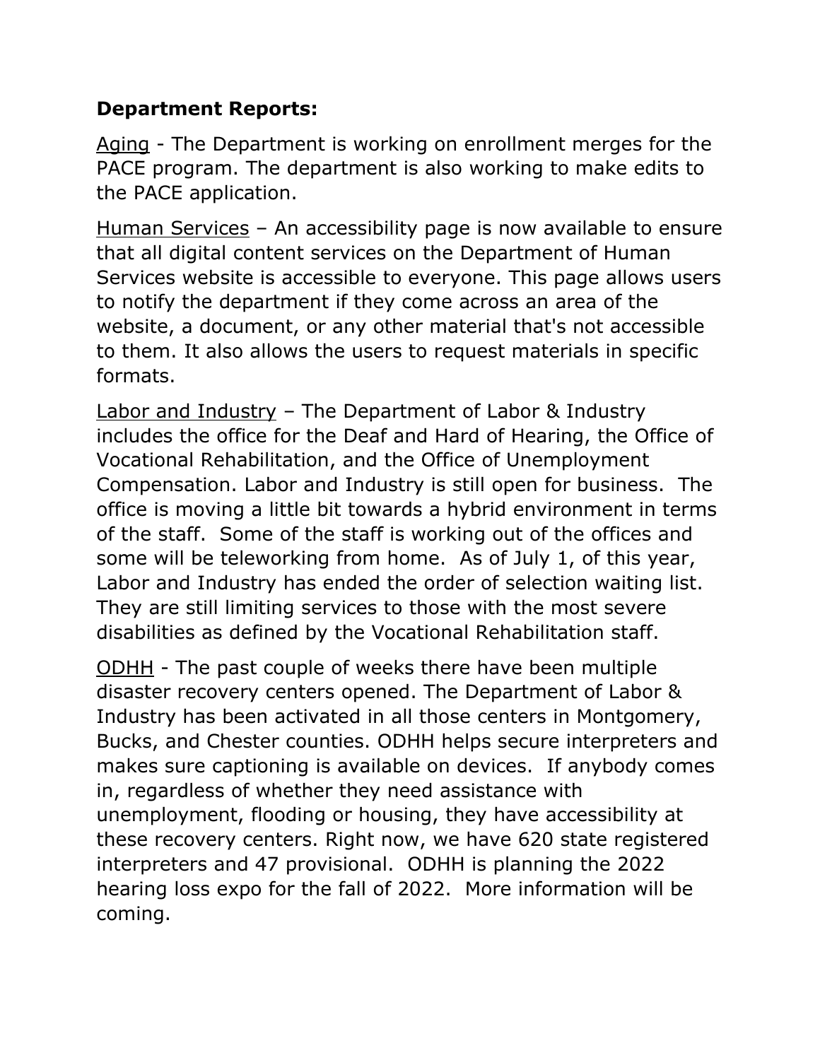**Department Reports:**

<u>Aging</u> - The Department is working on enrollment merges for the PACE program. The department is also working to make edits to the PACE application.

<u>Human Services</u> – An accessibility page is now available to ensure that all digital content services on the Department of Human Services website is accessible to everyone. This page allows users to notify the department if they come across an area of the website, a document, or any other material that's not accessible to them. It also allows the users to request materials in specific formats.

<u>Labor and Industry</u> – The Department of Labor & Industry includes the office for the Deaf and Hard of Hearing, the Office of Vocational Rehabilitation, and the Office of Unemployment Compensation. Labor and Industry is still open for business. The office is moving a little bit towards a hybrid environment in terms of the staff. Some of the staff is working out of the offices and some will be teleworking from home. As of July 1, of this year, Labor and Industry has ended the order of selection waiting list. They are still limiting services to those with the most severe disabilities as defined by the Vocational Rehabilitation staff.

<u>ODHH</u> - The past couple of weeks there have been multiple disaster recovery centers opened. The Department of Labor & Industry has been activated in all those centers in Montgomery, Bucks, and Chester counties. ODHH helps secure interpreters and makes sure captioning is available on devices. If anybody comes in, regardless of whether they need assistance with unemployment, flooding or housing, they have accessibility at these recovery centers. Right now, we have 620 state registered interpreters and 47 provisional. ODHH is planning the 2022 hearing loss expo for the fall of 2022. More information will be coming.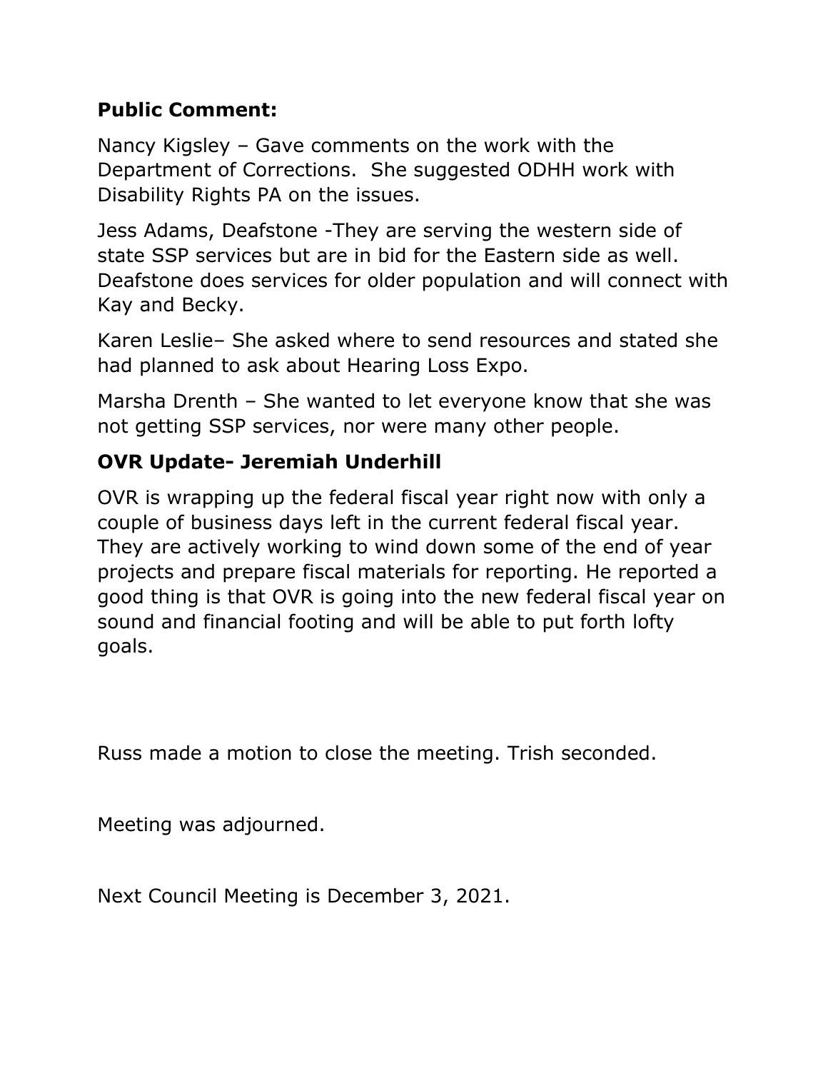**Public Comment:**

Nancy Kigsley – Gave comments on the work with the Department of Corrections. She suggested ODHH work with Disability Rights PA on the issues.

Jess Adams, Deafstone -They are serving the western side of state SSP services but are in bid for the Eastern side as well. Deafstone does services for older population and will connect with Kay and Becky.

Karen Leslie– She asked where to send resources and stated she had planned to ask about Hearing Loss Expo.

Marsha Drenth – She wanted to let everyone know that she was not getting SSP services, nor were many other people.

**OVR Update- Jeremiah Underhill**

OVR is wrapping up the federal fiscal year right now with only a couple of business days left in the current federal fiscal year. They are actively working to wind down some of the end of year projects and prepare fiscal materials for reporting. He reported a good thing is that OVR is going into the new federal fiscal year on sound and financial footing and will be able to put forth lofty goals.

Russ made a motion to close the meeting. Trish seconded.

Meeting was adjourned.

Next Council Meeting is December 3, 2021.